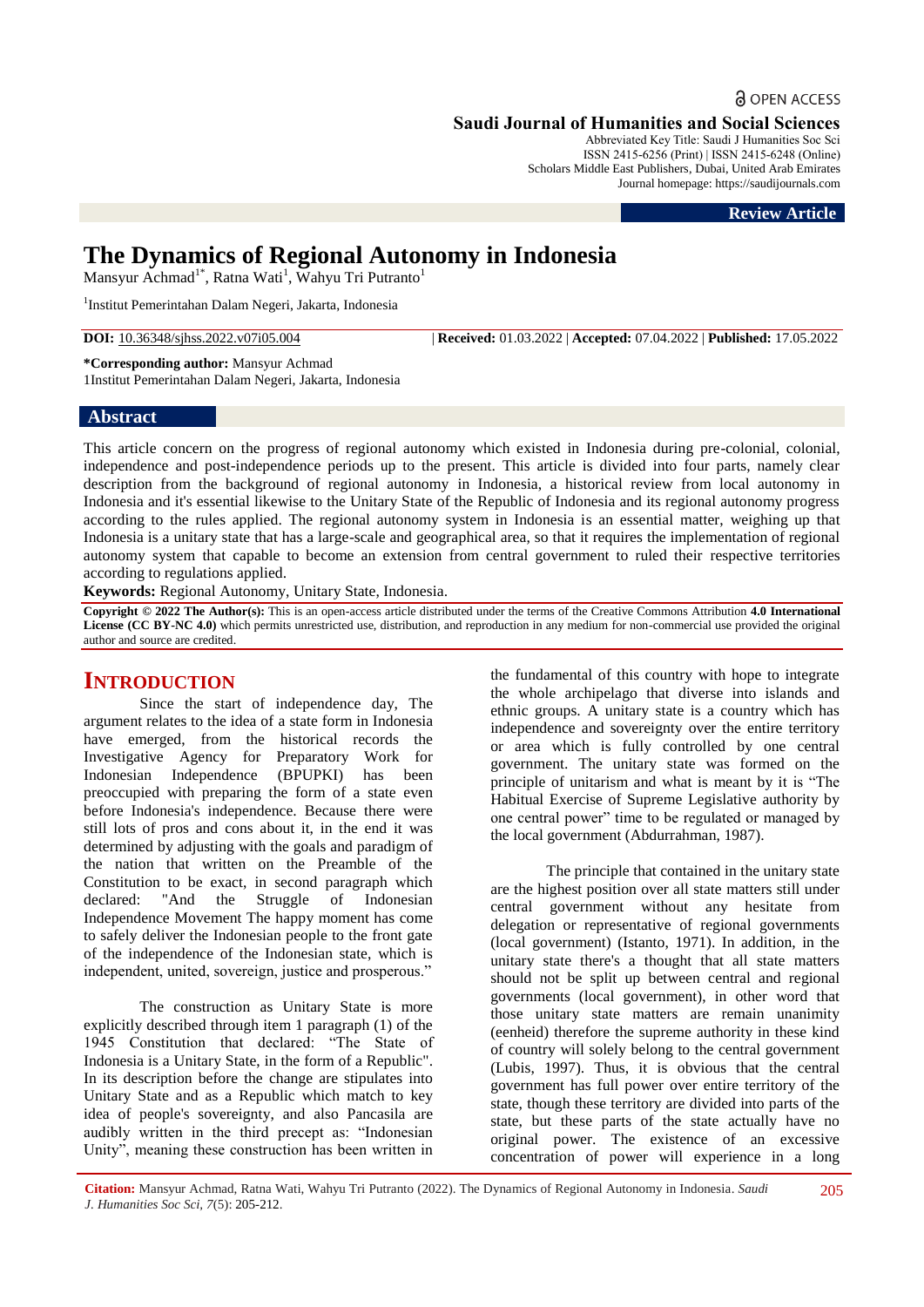OPEN ACCESS

**Saudi Journal of Humanities and Social Sciences**
Abbreviated Key Title: Saudi J Humanities Soc Sci
ISSN 2415-6256 (Print) | ISSN 2415-6248 (Online)
Scholars Middle East Publishers, Dubai, United Arab Emirates
Journal homepage: https://saudijournals.com

**Review Article**

# The Dynamics of Regional Autonomy in Indonesia

Mansyur Achmad[1*], Ratna Wati[1], Wahyu Tri Putranto[1]

[1]Institut Pemerintahan Dalam Negeri, Jakarta, Indonesia

**DOI:** 10.36348/sjhss.2022.v07i05.004 | **Received:** 01.03.2022 | **Accepted:** 07.04.2022 | **Published:** 17.05.2022

**\*Corresponding author:** Mansyur Achmad
1Institut Pemerintahan Dalam Negeri, Jakarta, Indonesia

## Abstract

This article concern on the progress of regional autonomy which existed in Indonesia during pre-colonial, colonial, independence and post-independence periods up to the present. This article is divided into four parts, namely clear description from the background of regional autonomy in Indonesia, a historical review from local autonomy in Indonesia and it's essential likewise to the Unitary State of the Republic of Indonesia and its regional autonomy progress according to the rules applied. The regional autonomy system in Indonesia is an essential matter, weighing up that Indonesia is a unitary state that has a large-scale and geographical area, so that it requires the implementation of regional autonomy system that capable to become an extension from central government to ruled their respective territories according to regulations applied.

**Keywords:** Regional Autonomy, Unitary State, Indonesia.

**Copyright © 2022 The Author(s):** This is an open-access article distributed under the terms of the Creative Commons Attribution **4.0 International License (CC BY-NC 4.0)** which permits unrestricted use, distribution, and reproduction in any medium for non-commercial use provided the original author and source are credited.

## INTRODUCTION

Since the start of independence day, The argument relates to the idea of a state form in Indonesia have emerged, from the historical records the Investigative Agency for Preparatory Work for Indonesian Independence (BPUPKI) has been preoccupied with preparing the form of a state even before Indonesia's independence. Because there were still lots of pros and cons about it, in the end it was determined by adjusting with the goals and paradigm of the nation that written on the Preamble of the Constitution to be exact, in second paragraph which declared: "And the Struggle of Indonesian Independence Movement The happy moment has come to safely deliver the Indonesian people to the front gate of the independence of the Indonesian state, which is independent, united, sovereign, justice and prosperous."

The construction as Unitary State is more explicitly described through item 1 paragraph (1) of the 1945 Constitution that declared: "The State of Indonesia is a Unitary State, in the form of a Republic". In its description before the change are stipulates into Unitary State and as a Republic which match to key idea of people's sovereignty, and also Pancasila are audibly written in the third precept as: "Indonesian Unity", meaning these construction has been written in the fundamental of this country with hope to integrate the whole archipelago that diverse into islands and ethnic groups. A unitary state is a country which has independence and sovereignty over the entire territory or area which is fully controlled by one central government. The unitary state was formed on the principle of unitarism and what is meant by it is "The Habitual Exercise of Supreme Legislative authority by one central power" time to be regulated or managed by the local government (Abdurrahman, 1987).

The principle that contained in the unitary state are the highest position over all state matters still under central government without any hesitate from delegation or representative of regional governments (local government) (Istanto, 1971). In addition, in the unitary state there's a thought that all state matters should not be split up between central and regional governments (local government), in other word that those unitary state matters are remain unanimity (eenheid) therefore the supreme authority in these kind of country will solely belong to the central government (Lubis, 1997). Thus, it is obvious that the central government has full power over entire territory of the state, though these territory are divided into parts of the state, but these parts of the state actually have no original power. The existence of an excessive concentration of power will experience in a long

**Citation:** Mansyur Achmad, Ratna Wati, Wahyu Tri Putranto (2022). The Dynamics of Regional Autonomy in Indonesia. *Saudi J. Humanities Soc Sci, 7*(5): 205-212.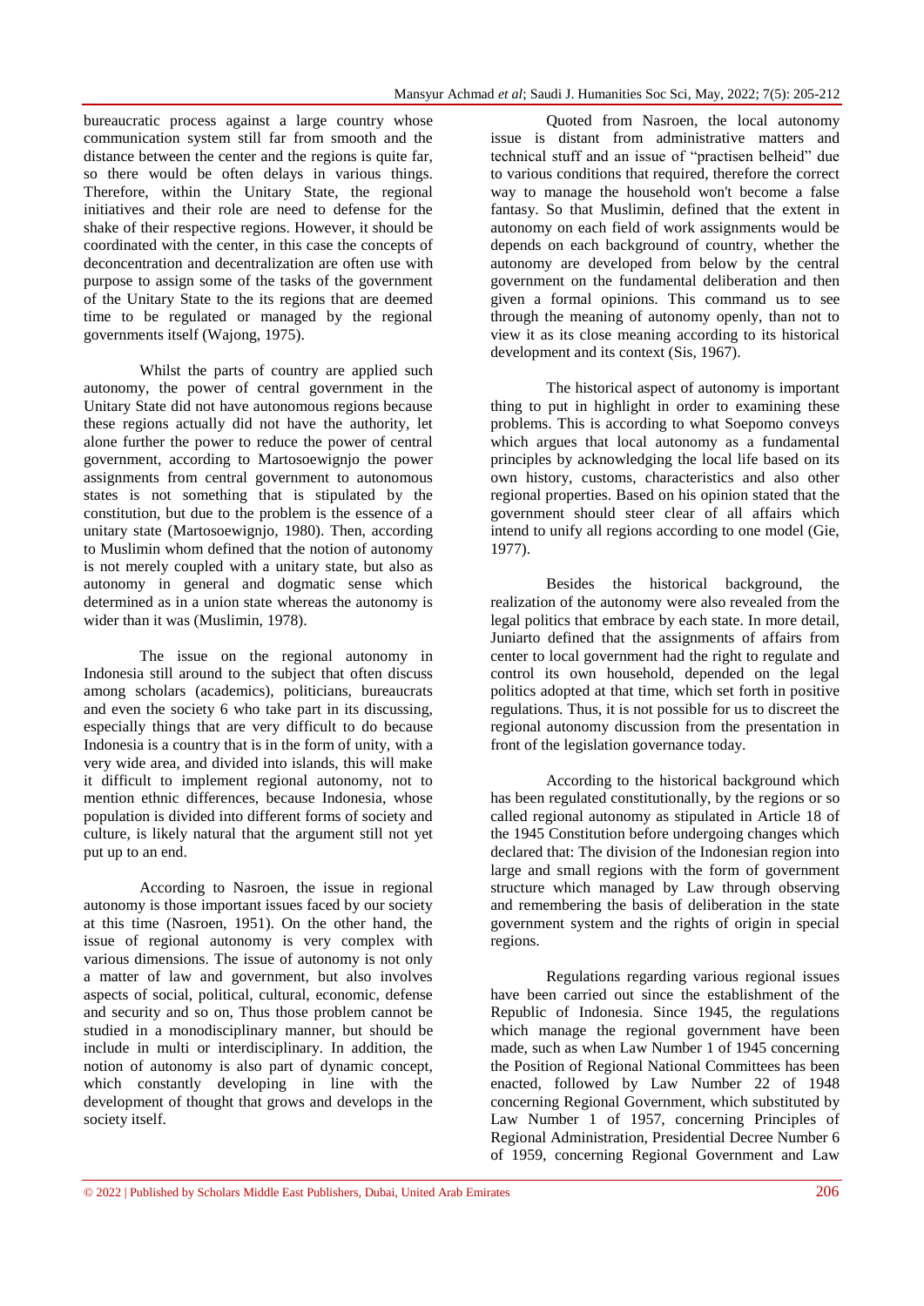bureaucratic process against a large country whose communication system still far from smooth and the distance between the center and the regions is quite far, so there would be often delays in various things. Therefore, within the Unitary State, the regional initiatives and their role are need to defense for the shake of their respective regions. However, it should be coordinated with the center, in this case the concepts of deconcentration and decentralization are often use with purpose to assign some of the tasks of the government of the Unitary State to the its regions that are deemed time to be regulated or managed by the regional governments itself (Wajong, 1975).

Whilst the parts of country are applied such autonomy, the power of central government in the Unitary State did not have autonomous regions because these regions actually did not have the authority, let alone further the power to reduce the power of central government, according to Martosoewignjo the power assignments from central government to autonomous states is not something that is stipulated by the constitution, but due to the problem is the essence of a unitary state (Martosoewignjo, 1980). Then, according to Muslimin whom defined that the notion of autonomy is not merely coupled with a unitary state, but also as autonomy in general and dogmatic sense which determined as in a union state whereas the autonomy is wider than it was (Muslimin, 1978).

The issue on the regional autonomy in Indonesia still around to the subject that often discuss among scholars (academics), politicians, bureaucrats and even the society 6 who take part in its discussing, especially things that are very difficult to do because Indonesia is a country that is in the form of unity, with a very wide area, and divided into islands, this will make it difficult to implement regional autonomy, not to mention ethnic differences, because Indonesia, whose population is divided into different forms of society and culture, is likely natural that the argument still not yet put up to an end.

According to Nasroen, the issue in regional autonomy is those important issues faced by our society at this time (Nasroen, 1951). On the other hand, the issue of regional autonomy is very complex with various dimensions. The issue of autonomy is not only a matter of law and government, but also involves aspects of social, political, cultural, economic, defense and security and so on, Thus those problem cannot be studied in a monodisciplinary manner, but should be include in multi or interdisciplinary. In addition, the notion of autonomy is also part of dynamic concept, which constantly developing in line with the development of thought that grows and develops in the society itself.

Quoted from Nasroen, the local autonomy issue is distant from administrative matters and technical stuff and an issue of "practisen belheid" due to various conditions that required, therefore the correct way to manage the household won't become a false fantasy. So that Muslimin, defined that the extent in autonomy on each field of work assignments would be depends on each background of country, whether the autonomy are developed from below by the central government on the fundamental deliberation and then given a formal opinions. This command us to see through the meaning of autonomy openly, than not to view it as its close meaning according to its historical development and its context (Sis, 1967).

The historical aspect of autonomy is important thing to put in highlight in order to examining these problems. This is according to what Soepomo conveys which argues that local autonomy as a fundamental principles by acknowledging the local life based on its own history, customs, characteristics and also other regional properties. Based on his opinion stated that the government should steer clear of all affairs which intend to unify all regions according to one model (Gie, 1977).

Besides the historical background, the realization of the autonomy were also revealed from the legal politics that embrace by each state. In more detail, Juniarto defined that the assignments of affairs from center to local government had the right to regulate and control its own household, depended on the legal politics adopted at that time, which set forth in positive regulations. Thus, it is not possible for us to discreet the regional autonomy discussion from the presentation in front of the legislation governance today.

According to the historical background which has been regulated constitutionally, by the regions or so called regional autonomy as stipulated in Article 18 of the 1945 Constitution before undergoing changes which declared that: The division of the Indonesian region into large and small regions with the form of government structure which managed by Law through observing and remembering the basis of deliberation in the state government system and the rights of origin in special regions.

Regulations regarding various regional issues have been carried out since the establishment of the Republic of Indonesia. Since 1945, the regulations which manage the regional government have been made, such as when Law Number 1 of 1945 concerning the Position of Regional National Committees has been enacted, followed by Law Number 22 of 1948 concerning Regional Government, which substituted by Law Number 1 of 1957, concerning Principles of Regional Administration, Presidential Decree Number 6 of 1959, concerning Regional Government and Law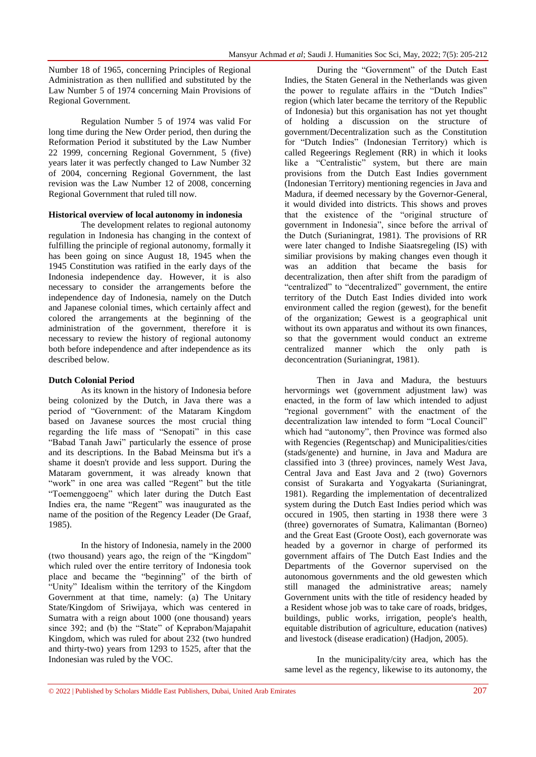Number 18 of 1965, concerning Principles of Regional Administration as then nullified and substituted by the Law Number 5 of 1974 concerning Main Provisions of Regional Government.

Regulation Number 5 of 1974 was valid For long time during the New Order period, then during the Reformation Period it substituted by the Law Number 22 1999, concerning Regional Government, 5 (five) years later it was perfectly changed to Law Number 32 of 2004, concerning Regional Government, the last revision was the Law Number 12 of 2008, concerning Regional Government that ruled till now.

**Historical overview of local autonomy in indonesia**

The development relates to regional autonomy regulation in Indonesia has changing in the context of fulfilling the principle of regional autonomy, formally it has been going on since August 18, 1945 when the 1945 Constitution was ratified in the early days of the Indonesia independence day. However, it is also necessary to consider the arrangements before the independence day of Indonesia, namely on the Dutch and Japanese colonial times, which certainly affect and colored the arrangements at the beginning of the administration of the government, therefore it is necessary to review the history of regional autonomy both before independence and after independence as its described below.

**Dutch Colonial Period**

As its known in the history of Indonesia before being colonized by the Dutch, in Java there was a period of "Government: of the Mataram Kingdom based on Javanese sources the most crucial thing regarding the life mass of "Senopati" in this case "Babad Tanah Jawi" particularly the essence of prose and its descriptions. In the Babad Meinsma but it's a shame it doesn't provide and less support. During the Mataram government, it was already known that "work" in one area was called "Regent" but the title "Toemenggoeng" which later during the Dutch East Indies era, the name "Regent" was inaugurated as the name of the position of the Regency Leader (De Graaf, 1985).

In the history of Indonesia, namely in the 2000 (two thousand) years ago, the reign of the "Kingdom" which ruled over the entire territory of Indonesia took place and became the "beginning" of the birth of "Unity" Idealism within the territory of the Kingdom Government at that time, namely: (a) The Unitary State/Kingdom of Sriwijaya, which was centered in Sumatra with a reign about 1000 (one thousand) years since 392; and (b) the "State" of Keprabon/Majapahit Kingdom, which was ruled for about 232 (two hundred and thirty-two) years from 1293 to 1525, after that the Indonesian was ruled by the VOC.

During the "Government" of the Dutch East Indies, the Staten General in the Netherlands was given the power to regulate affairs in the "Dutch Indies" region (which later became the territory of the Republic of Indonesia) but this organisation has not yet thought of holding a discussion on the structure of government/Decentralization such as the Constitution for "Dutch Indies" (Indonesian Territory) which is called Regeerings Reglement (RR) in which it looks like a "Centralistic" system, but there are main provisions from the Dutch East Indies government (Indonesian Territory) mentioning regencies in Java and Madura, if deemed necessary by the Governor-General, it would divided into districts. This shows and proves that the existence of the "original structure of government in Indonesia", since before the arrival of the Dutch (Surianingrat, 1981). The provisions of RR were later changed to Indishe Siaatsregeling (IS) with similiar provisions by making changes even though it was an addition that became the basis for decentralization, then after shift from the paradigm of "centralized" to "decentralized" government, the entire territory of the Dutch East Indies divided into work environment called the region (gewest), for the benefit of the organization; Gewest is a geographical unit without its own apparatus and without its own finances, so that the government would conduct an extreme centralized manner which the only path is deconcentration (Surianingrat, 1981).

Then in Java and Madura, the bestuurs hervormings wet (government adjustment law) was enacted, in the form of law which intended to adjust "regional government" with the enactment of the decentralization law intended to form "Local Council" which had "autonomy", then Province was formed also with Regencies (Regentschap) and Municipalities/cities (stads/genente) and hurnine, in Java and Madura are classified into 3 (three) provinces, namely West Java, Central Java and East Java and 2 (two) Governors consist of Surakarta and Yogyakarta (Surianingrat, 1981). Regarding the implementation of decentralized system during the Dutch East Indies period which was occured in 1905, then starting in 1938 there were 3 (three) governorates of Sumatra, Kalimantan (Borneo) and the Great East (Groote Oost), each governorate was headed by a governor in charge of performed its government affairs of The Dutch East Indies and the Departments of the Governor supervised on the autonomous governments and the old gewesten which still managed the administrative areas; namely Government units with the title of residency headed by a Resident whose job was to take care of roads, bridges, buildings, public works, irrigation, people's health, equitable distribution of agriculture, education (natives) and livestock (disease eradication) (Hadjon, 2005).

In the municipality/city area, which has the same level as the regency, likewise to its autonomy, the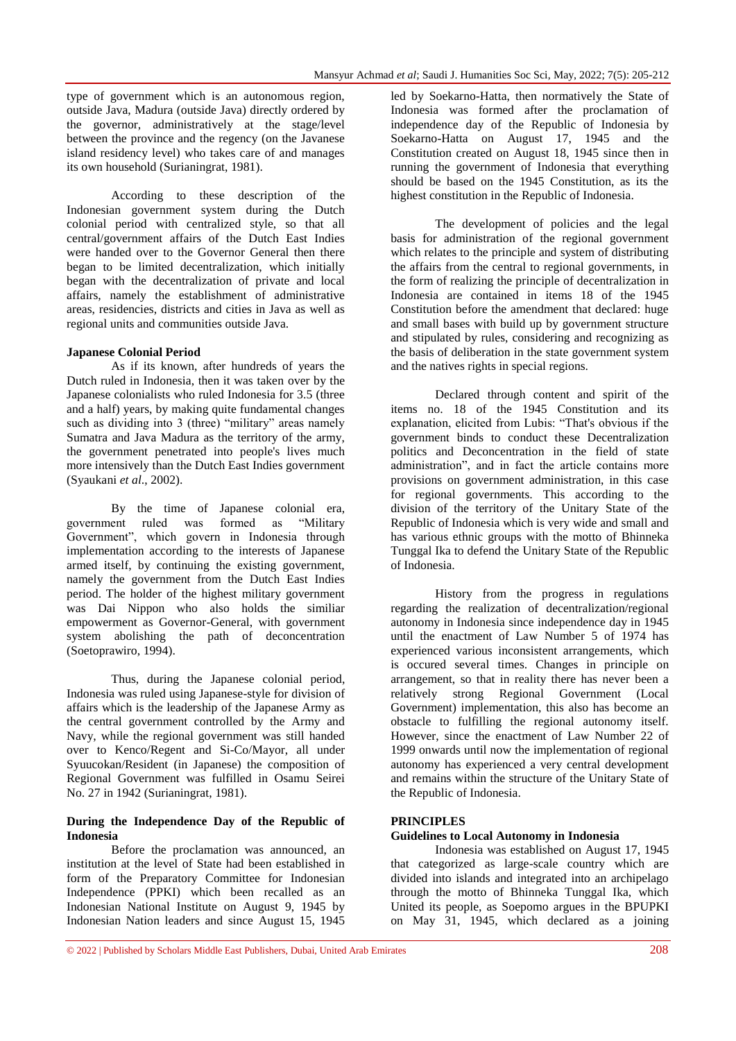type of government which is an autonomous region, outside Java, Madura (outside Java) directly ordered by the governor, administratively at the stage/level between the province and the regency (on the Javanese island residency level) who takes care of and manages its own household (Surianingrat, 1981).

According to these description of the Indonesian government system during the Dutch colonial period with centralized style, so that all central/government affairs of the Dutch East Indies were handed over to the Governor General then there began to be limited decentralization, which initially began with the decentralization of private and local affairs, namely the establishment of administrative areas, residencies, districts and cities in Java as well as regional units and communities outside Java.

**Japanese Colonial Period**

As if its known, after hundreds of years the Dutch ruled in Indonesia, then it was taken over by the Japanese colonialists who ruled Indonesia for 3.5 (three and a half) years, by making quite fundamental changes such as dividing into 3 (three) "military" areas namely Sumatra and Java Madura as the territory of the army, the government penetrated into people's lives much more intensively than the Dutch East Indies government (Syaukani *et al*., 2002).

By the time of Japanese colonial era, government ruled was formed as "Military Government", which govern in Indonesia through implementation according to the interests of Japanese armed itself, by continuing the existing government, namely the government from the Dutch East Indies period. The holder of the highest military government was Dai Nippon who also holds the similiar empowerment as Governor-General, with government system abolishing the path of deconcentration (Soetoprawiro, 1994).

Thus, during the Japanese colonial period, Indonesia was ruled using Japanese-style for division of affairs which is the leadership of the Japanese Army as the central government controlled by the Army and Navy, while the regional government was still handed over to Kenco/Regent and Si-Co/Mayor, all under Syuucokan/Resident (in Japanese) the composition of Regional Government was fulfilled in Osamu Seirei No. 27 in 1942 (Surianingrat, 1981).

**During the Independence Day of the Republic of Indonesia**

Before the proclamation was announced, an institution at the level of State had been established in form of the Preparatory Committee for Indonesian Independence (PPKI) which been recalled as an Indonesian National Institute on August 9, 1945 by Indonesian Nation leaders and since August 15, 1945 led by Soekarno-Hatta, then normatively the State of Indonesia was formed after the proclamation of independence day of the Republic of Indonesia by Soekarno-Hatta on August 17, 1945 and the Constitution created on August 18, 1945 since then in running the government of Indonesia that everything should be based on the 1945 Constitution, as its the highest constitution in the Republic of Indonesia.

The development of policies and the legal basis for administration of the regional government which relates to the principle and system of distributing the affairs from the central to regional governments, in the form of realizing the principle of decentralization in Indonesia are contained in items 18 of the 1945 Constitution before the amendment that declared: huge and small bases with build up by government structure and stipulated by rules, considering and recognizing as the basis of deliberation in the state government system and the natives rights in special regions.

Declared through content and spirit of the items no. 18 of the 1945 Constitution and its explanation, elicited from Lubis: "That's obvious if the government binds to conduct these Decentralization politics and Deconcentration in the field of state administration", and in fact the article contains more provisions on government administration, in this case for regional governments. This according to the division of the territory of the Unitary State of the Republic of Indonesia which is very wide and small and has various ethnic groups with the motto of Bhinneka Tunggal Ika to defend the Unitary State of the Republic of Indonesia.

History from the progress in regulations regarding the realization of decentralization/regional autonomy in Indonesia since independence day in 1945 until the enactment of Law Number 5 of 1974 has experienced various inconsistent arrangements, which is occured several times. Changes in principle on arrangement, so that in reality there has never been a relatively strong Regional Government (Local Government) implementation, this also has become an obstacle to fulfilling the regional autonomy itself. However, since the enactment of Law Number 22 of 1999 onwards until now the implementation of regional autonomy has experienced a very central development and remains within the structure of the Unitary State of the Republic of Indonesia.

## PRINCIPLES

**Guidelines to Local Autonomy in Indonesia**

Indonesia was established on August 17, 1945 that categorized as large-scale country which are divided into islands and integrated into an archipelago through the motto of Bhinneka Tunggal Ika, which United its people, as Soepomo argues in the BPUPKI on May 31, 1945, which declared as a joining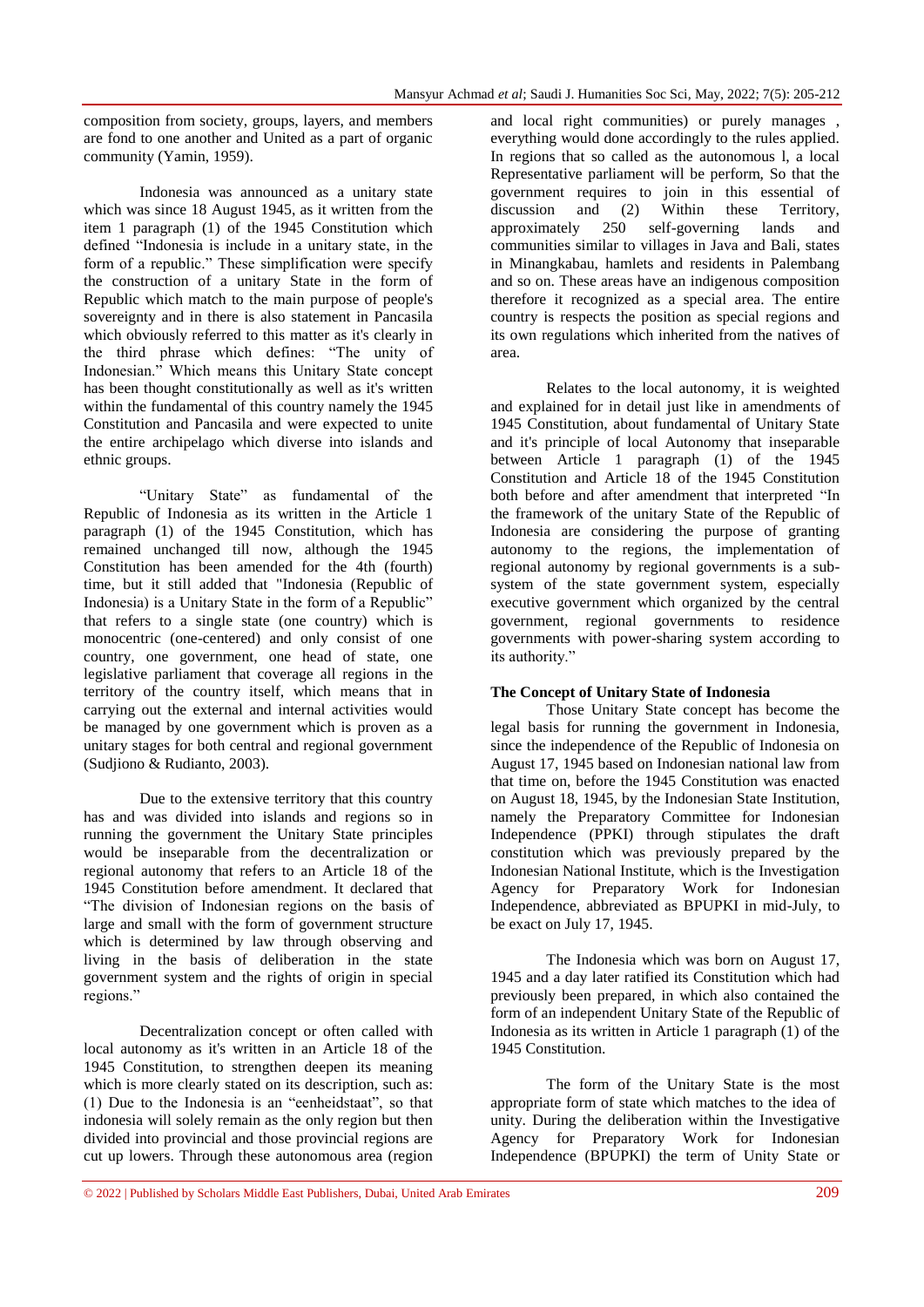composition from society, groups, layers, and members are fond to one another and United as a part of organic community (Yamin, 1959).

Indonesia was announced as a unitary state which was since 18 August 1945, as it written from the item 1 paragraph (1) of the 1945 Constitution which defined "Indonesia is include in a unitary state, in the form of a republic." These simplification were specify the construction of a unitary State in the form of Republic which match to the main purpose of people's sovereignty and in there is also statement in Pancasila which obviously referred to this matter as it's clearly in the third phrase which defines: "The unity of Indonesian." Which means this Unitary State concept has been thought constitutionally as well as it's written within the fundamental of this country namely the 1945 Constitution and Pancasila and were expected to unite the entire archipelago which diverse into islands and ethnic groups.

"Unitary State" as fundamental of the Republic of Indonesia as its written in the Article 1 paragraph (1) of the 1945 Constitution, which has remained unchanged till now, although the 1945 Constitution has been amended for the 4th (fourth) time, but it still added that "Indonesia (Republic of Indonesia) is a Unitary State in the form of a Republic" that refers to a single state (one country) which is monocentric (one-centered) and only consist of one country, one government, one head of state, one legislative parliament that coverage all regions in the territory of the country itself, which means that in carrying out the external and internal activities would be managed by one government which is proven as a unitary stages for both central and regional government (Sudjiono & Rudianto, 2003).

Due to the extensive territory that this country has and was divided into islands and regions so in running the government the Unitary State principles would be inseparable from the decentralization or regional autonomy that refers to an Article 18 of the 1945 Constitution before amendment. It declared that "The division of Indonesian regions on the basis of large and small with the form of government structure which is determined by law through observing and living in the basis of deliberation in the state government system and the rights of origin in special regions."

Decentralization concept or often called with local autonomy as it's written in an Article 18 of the 1945 Constitution, to strengthen deepen its meaning which is more clearly stated on its description, such as: (1) Due to the Indonesia is an "eenheidstaat", so that indonesia will solely remain as the only region but then divided into provincial and those provincial regions are cut up lowers. Through these autonomous area (region and local right communities) or purely manages , everything would done accordingly to the rules applied. In regions that so called as the autonomous l, a local Representative parliament will be perform, So that the government requires to join in this essential of discussion and (2) Within these Territory, approximately 250 self-governing lands and communities similar to villages in Java and Bali, states in Minangkabau, hamlets and residents in Palembang and so on. These areas have an indigenous composition therefore it recognized as a special area. The entire country is respects the position as special regions and its own regulations which inherited from the natives of area.

Relates to the local autonomy, it is weighted and explained for in detail just like in amendments of 1945 Constitution, about fundamental of Unitary State and it's principle of local Autonomy that inseparable between Article 1 paragraph (1) of the 1945 Constitution and Article 18 of the 1945 Constitution both before and after amendment that interpreted "In the framework of the unitary State of the Republic of Indonesia are considering the purpose of granting autonomy to the regions, the implementation of regional autonomy by regional governments is a sub-system of the state government system, especially executive government which organized by the central government, regional governments to residence governments with power-sharing system according to its authority."

### The Concept of Unitary State of Indonesia

Those Unitary State concept has become the legal basis for running the government in Indonesia, since the independence of the Republic of Indonesia on August 17, 1945 based on Indonesian national law from that time on, before the 1945 Constitution was enacted on August 18, 1945, by the Indonesian State Institution, namely the Preparatory Committee for Indonesian Independence (PPKI) through stipulates the draft constitution which was previously prepared by the Indonesian National Institute, which is the Investigation Agency for Preparatory Work for Indonesian Independence, abbreviated as BPUPKI in mid-July, to be exact on July 17, 1945.

The Indonesia which was born on August 17, 1945 and a day later ratified its Constitution which had previously been prepared, in which also contained the form of an independent Unitary State of the Republic of Indonesia as its written in Article 1 paragraph (1) of the 1945 Constitution.

The form of the Unitary State is the most appropriate form of state which matches to the idea of unity. During the deliberation within the Investigative Agency for Preparatory Work for Indonesian Independence (BPUPKI) the term of Unity State or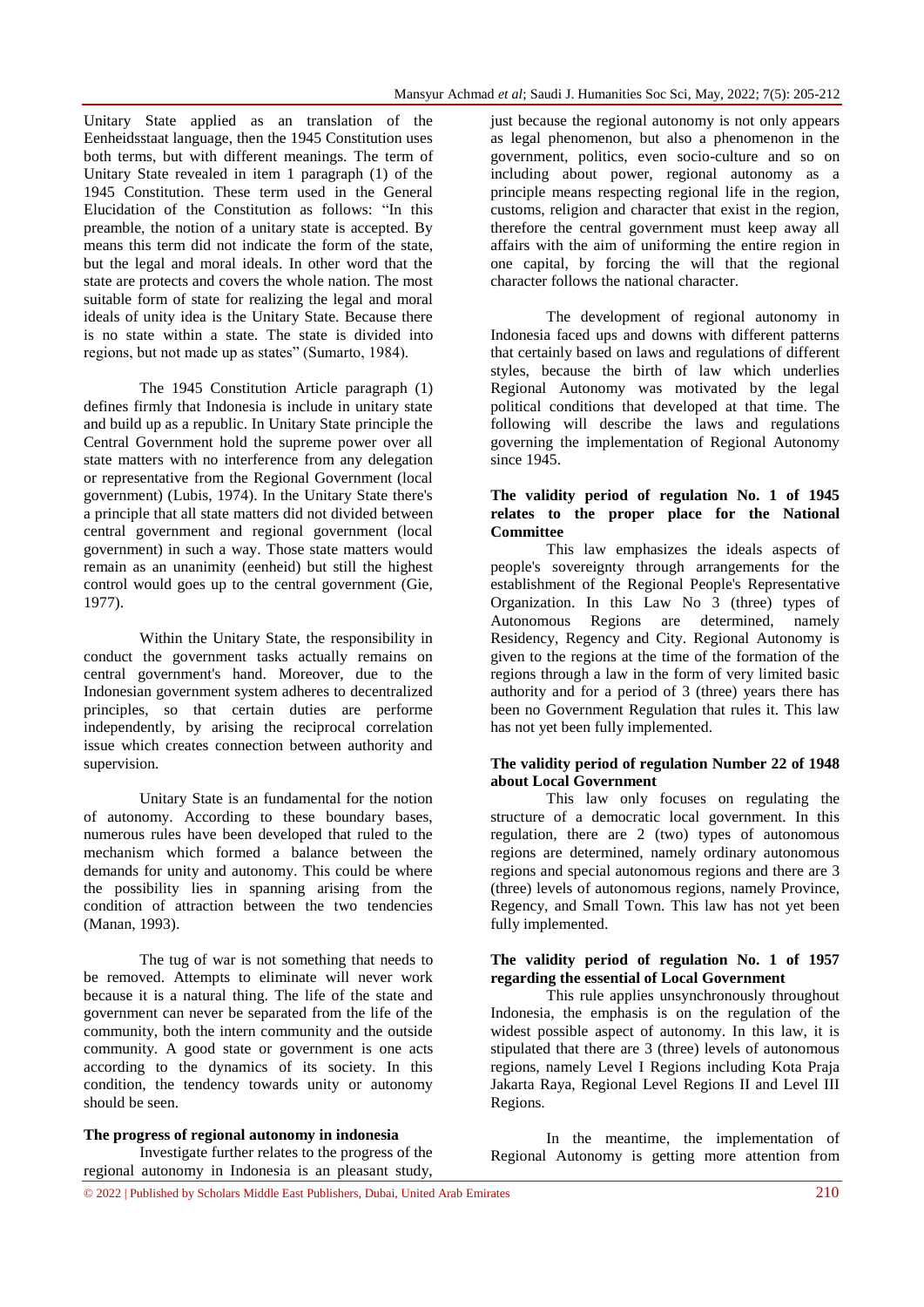Unitary State applied as an translation of the Eenheidsstaat language, then the 1945 Constitution uses both terms, but with different meanings. The term of Unitary State revealed in item 1 paragraph (1) of the 1945 Constitution. These term used in the General Elucidation of the Constitution as follows: "In this preamble, the notion of a unitary state is accepted. By means this term did not indicate the form of the state, but the legal and moral ideals. In other word that the state are protects and covers the whole nation. The most suitable form of state for realizing the legal and moral ideals of unity idea is the Unitary State. Because there is no state within a state. The state is divided into regions, but not made up as states" (Sumarto, 1984).

The 1945 Constitution Article paragraph (1) defines firmly that Indonesia is include in unitary state and build up as a republic. In Unitary State principle the Central Government hold the supreme power over all state matters with no interference from any delegation or representative from the Regional Government (local government) (Lubis, 1974). In the Unitary State there's a principle that all state matters did not divided between central government and regional government (local government) in such a way. Those state matters would remain as an unanimity (eenheid) but still the highest control would goes up to the central government (Gie, 1977).

Within the Unitary State, the responsibility in conduct the government tasks actually remains on central government's hand. Moreover, due to the Indonesian government system adheres to decentralized principles, so that certain duties are performe independently, by arising the reciprocal correlation issue which creates connection between authority and supervision.

Unitary State is an fundamental for the notion of autonomy. According to these boundary bases, numerous rules have been developed that ruled to the mechanism which formed a balance between the demands for unity and autonomy. This could be where the possibility lies in spanning arising from the condition of attraction between the two tendencies (Manan, 1993).

The tug of war is not something that needs to be removed. Attempts to eliminate will never work because it is a natural thing. The life of the state and government can never be separated from the life of the community, both the intern community and the outside community. A good state or government is one acts according to the dynamics of its society. In this condition, the tendency towards unity or autonomy should be seen.

**The progress of regional autonomy in indonesia**

Investigate further relates to the progress of the regional autonomy in Indonesia is an pleasant study, just because the regional autonomy is not only appears as legal phenomenon, but also a phenomenon in the government, politics, even socio-culture and so on including about power, regional autonomy as a principle means respecting regional life in the region, customs, religion and character that exist in the region, therefore the central government must keep away all affairs with the aim of uniforming the entire region in one capital, by forcing the will that the regional character follows the national character.

The development of regional autonomy in Indonesia faced ups and downs with different patterns that certainly based on laws and regulations of different styles, because the birth of law which underlies Regional Autonomy was motivated by the legal political conditions that developed at that time. The following will describe the laws and regulations governing the implementation of Regional Autonomy since 1945.

**The validity period of regulation No. 1 of 1945 relates to the proper place for the National Committee**

This law emphasizes the ideals aspects of people's sovereignty through arrangements for the establishment of the Regional People's Representative Organization. In this Law No 3 (three) types of Autonomous Regions are determined, namely Residency, Regency and City. Regional Autonomy is given to the regions at the time of the formation of the regions through a law in the form of very limited basic authority and for a period of 3 (three) years there has been no Government Regulation that rules it. This law has not yet been fully implemented.

**The validity period of regulation Number 22 of 1948 about Local Government**

This law only focuses on regulating the structure of a democratic local government. In this regulation, there are 2 (two) types of autonomous regions are determined, namely ordinary autonomous regions and special autonomous regions and there are 3 (three) levels of autonomous regions, namely Province, Regency, and Small Town. This law has not yet been fully implemented.

**The validity period of regulation No. 1 of 1957 regarding the essential of Local Government**

This rule applies unsynchronously throughout Indonesia, the emphasis is on the regulation of the widest possible aspect of autonomy. In this law, it is stipulated that there are 3 (three) levels of autonomous regions, namely Level I Regions including Kota Praja Jakarta Raya, Regional Level Regions II and Level III Regions.

In the meantime, the implementation of Regional Autonomy is getting more attention from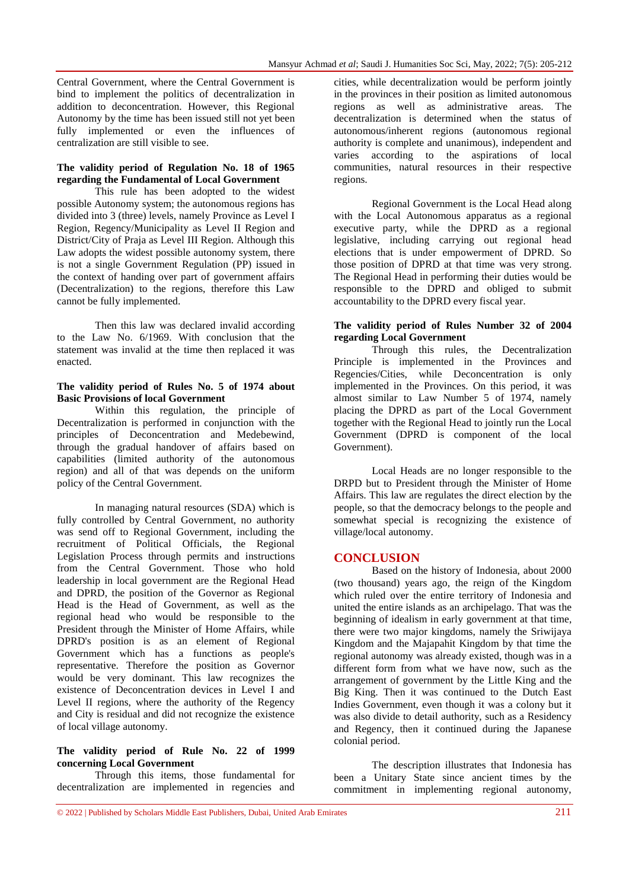Central Government, where the Central Government is bind to implement the politics of decentralization in addition to deconcentration. However, this Regional Autonomy by the time has been issued still not yet been fully implemented or even the influences of centralization are still visible to see.

**The validity period of Regulation No. 18 of 1965 regarding the Fundamental of Local Government**

This rule has been adopted to the widest possible Autonomy system; the autonomous regions has divided into 3 (three) levels, namely Province as Level I Region, Regency/Municipality as Level II Region and District/City of Praja as Level III Region. Although this Law adopts the widest possible autonomy system, there is not a single Government Regulation (PP) issued in the context of handing over part of government affairs (Decentralization) to the regions, therefore this Law cannot be fully implemented.

Then this law was declared invalid according to the Law No. 6/1969. With conclusion that the statement was invalid at the time then replaced it was enacted.

**The validity period of Rules No. 5 of 1974 about Basic Provisions of local Government**

Within this regulation, the principle of Decentralization is performed in conjunction with the principles of Deconcentration and Medebewind, through the gradual handover of affairs based on capabilities (limited authority of the autonomous region) and all of that was depends on the uniform policy of the Central Government.

In managing natural resources (SDA) which is fully controlled by Central Government, no authority was send off to Regional Government, including the recruitment of Political Officials, the Regional Legislation Process through permits and instructions from the Central Government. Those who hold leadership in local government are the Regional Head and DPRD, the position of the Governor as Regional Head is the Head of Government, as well as the regional head who would be responsible to the President through the Minister of Home Affairs, while DPRD's position is as an element of Regional Government which has a functions as people's representative. Therefore the position as Governor would be very dominant. This law recognizes the existence of Deconcentration devices in Level I and Level II regions, where the authority of the Regency and City is residual and did not recognize the existence of local village autonomy.

**The validity period of Rule No. 22 of 1999 concerning Local Government**

Through this items, those fundamental for decentralization are implemented in regencies and cities, while decentralization would be perform jointly in the provinces in their position as limited autonomous regions as well as administrative areas. The decentralization is determined when the status of autonomous/inherent regions (autonomous regional authority is complete and unanimous), independent and varies according to the aspirations of local communities, natural resources in their respective regions.

Regional Government is the Local Head along with the Local Autonomous apparatus as a regional executive party, while the DPRD as a regional legislative, including carrying out regional head elections that is under empowerment of DPRD. So those position of DPRD at that time was very strong. The Regional Head in performing their duties would be responsible to the DPRD and obliged to submit accountability to the DPRD every fiscal year.

**The validity period of Rules Number 32 of 2004 regarding Local Government**

Through this rules, the Decentralization Principle is implemented in the Provinces and Regencies/Cities, while Deconcentration is only implemented in the Provinces. On this period, it was almost similar to Law Number 5 of 1974, namely placing the DPRD as part of the Local Government together with the Regional Head to jointly run the Local Government (DPRD is component of the local Government).

Local Heads are no longer responsible to the DRPD but to President through the Minister of Home Affairs. This law are regulates the direct election by the people, so that the democracy belongs to the people and somewhat special is recognizing the existence of village/local autonomy.

## CONCLUSION

Based on the history of Indonesia, about 2000 (two thousand) years ago, the reign of the Kingdom which ruled over the entire territory of Indonesia and united the entire islands as an archipelago. That was the beginning of idealism in early government at that time, there were two major kingdoms, namely the Sriwijaya Kingdom and the Majapahit Kingdom by that time the regional autonomy was already existed, though was in a different form from what we have now, such as the arrangement of government by the Little King and the Big King. Then it was continued to the Dutch East Indies Government, even though it was a colony but it was also divide to detail authority, such as a Residency and Regency, then it continued during the Japanese colonial period.

The description illustrates that Indonesia has been a Unitary State since ancient times by the commitment in implementing regional autonomy,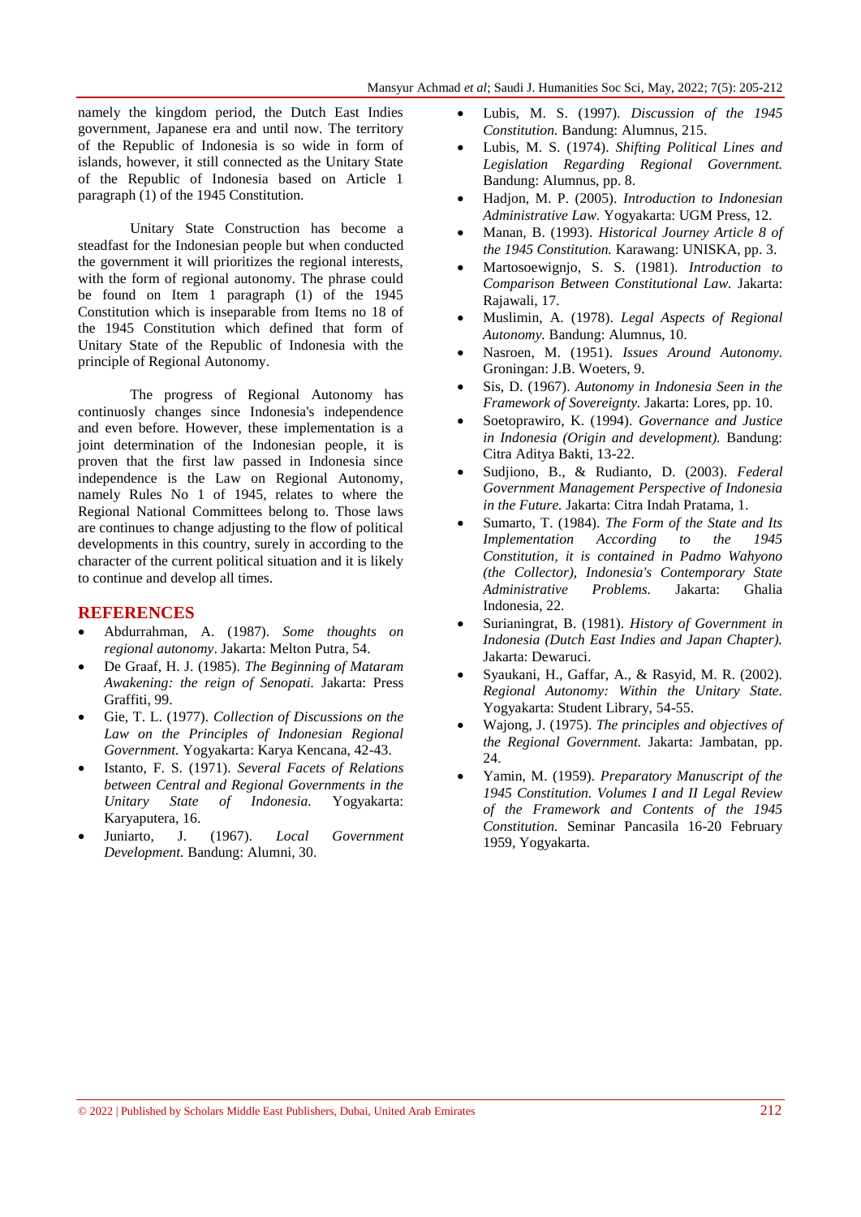namely the kingdom period, the Dutch East Indies government, Japanese era and until now. The territory of the Republic of Indonesia is so wide in form of islands, however, it still connected as the Unitary State of the Republic of Indonesia based on Article 1 paragraph (1) of the 1945 Constitution.

Unitary State Construction has become a steadfast for the Indonesian people but when conducted the government it will prioritizes the regional interests, with the form of regional autonomy. The phrase could be found on Item 1 paragraph (1) of the 1945 Constitution which is inseparable from Items no 18 of the 1945 Constitution which defined that form of Unitary State of the Republic of Indonesia with the principle of Regional Autonomy.

The progress of Regional Autonomy has continuosly changes since Indonesia's independence and even before. However, these implementation is a joint determination of the Indonesian people, it is proven that the first law passed in Indonesia since independence is the Law on Regional Autonomy, namely Rules No 1 of 1945, relates to where the Regional National Committees belong to. Those laws are continues to change adjusting to the flow of political developments in this country, surely in according to the character of the current political situation and it is likely to continue and develop all times.

## REFERENCES

- Abdurrahman, A. (1987). *Some thoughts on regional autonomy*. Jakarta: Melton Putra, 54.
- De Graaf, H. J. (1985). *The Beginning of Mataram Awakening: the reign of Senopati.* Jakarta: Press Graffiti, 99.
- Gie, T. L. (1977). *Collection of Discussions on the Law on the Principles of Indonesian Regional Government.* Yogyakarta: Karya Kencana, 42-43.
- Istanto, F. S. (1971). *Several Facets of Relations between Central and Regional Governments in the Unitary State of Indonesia.* Yogyakarta: Karyaputera, 16.
- Juniarto, J. (1967). *Local Government Development.* Bandung: Alumni, 30.
- Lubis, M. S. (1997). *Discussion of the 1945 Constitution.* Bandung: Alumnus, 215.
- Lubis, M. S. (1974). *Shifting Political Lines and Legislation Regarding Regional Government.* Bandung: Alumnus, pp. 8.
- Hadjon, M. P. (2005). *Introduction to Indonesian Administrative Law.* Yogyakarta: UGM Press, 12.
- Manan, B. (1993). *Historical Journey Article 8 of the 1945 Constitution.* Karawang: UNISKA, pp. 3.
- Martosoewignjo, S. S. (1981). *Introduction to Comparison Between Constitutional Law.* Jakarta: Rajawali, 17.
- Muslimin, A. (1978). *Legal Aspects of Regional Autonomy.* Bandung: Alumnus, 10.
- Nasroen, M. (1951). *Issues Around Autonomy.* Groningan: J.B. Woeters, 9.
- Sis, D. (1967). *Autonomy in Indonesia Seen in the Framework of Sovereignty.* Jakarta: Lores, pp. 10.
- Soetoprawiro, K. (1994). *Governance and Justice in Indonesia (Origin and development).* Bandung: Citra Aditya Bakti, 13-22.
- Sudjiono, B., & Rudianto, D. (2003). *Federal Government Management Perspective of Indonesia in the Future.* Jakarta: Citra Indah Pratama, 1.
- Sumarto, T. (1984). *The Form of the State and Its Implementation According to the 1945 Constitution, it is contained in Padmo Wahyono (the Collector), Indonesia's Contemporary State Administrative Problems.* Jakarta: Ghalia Indonesia, 22.
- Surianingrat, B. (1981). *History of Government in Indonesia (Dutch East Indies and Japan Chapter).* Jakarta: Dewaruci.
- Syaukani, H., Gaffar, A., & Rasyid, M. R. (2002). *Regional Autonomy: Within the Unitary State.* Yogyakarta: Student Library, 54-55.
- Wajong, J. (1975). *The principles and objectives of the Regional Government.* Jakarta: Jambatan, pp. 24.
- Yamin, M. (1959). *Preparatory Manuscript of the 1945 Constitution. Volumes I and II Legal Review of the Framework and Contents of the 1945 Constitution.* Seminar Pancasila 16-20 February 1959, Yogyakarta.